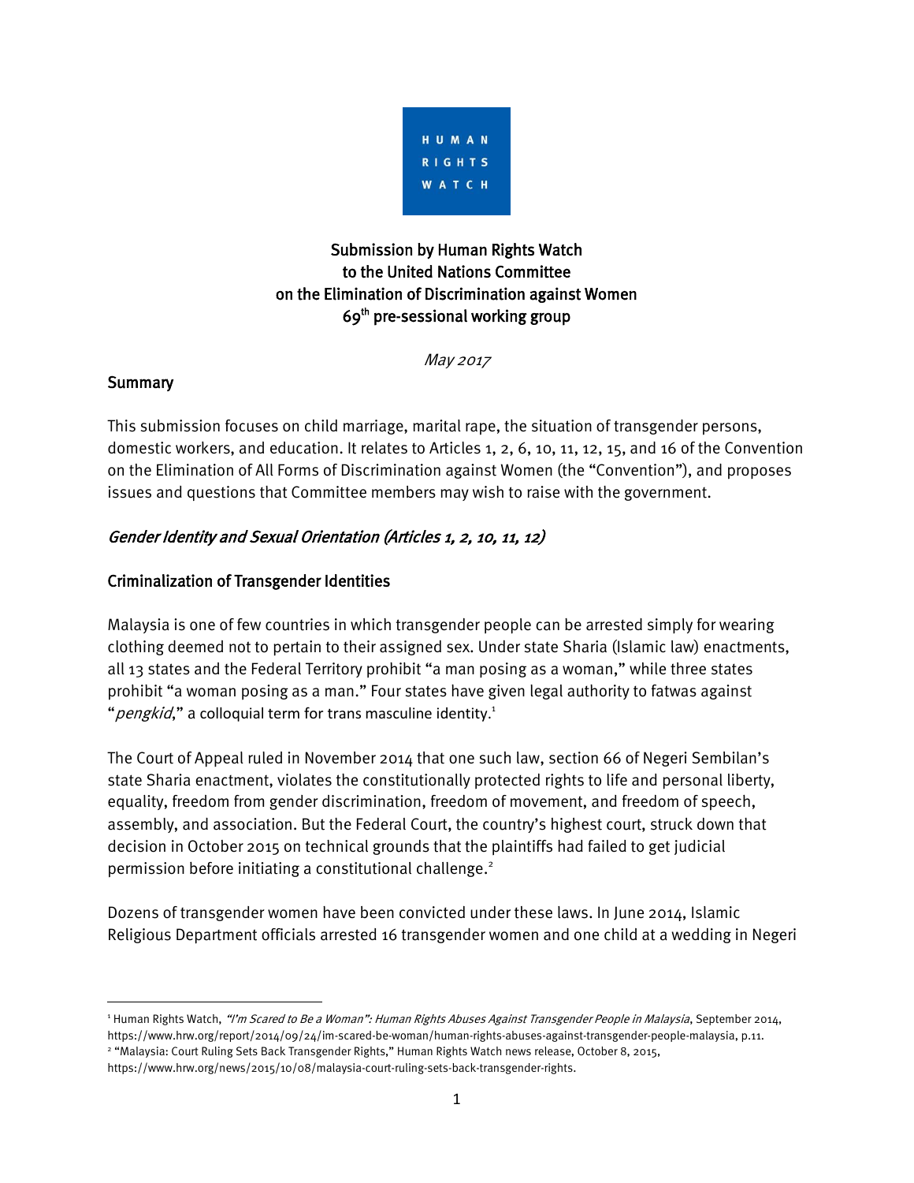HUMAN RIGHTS WATCH

# Submission by Human Rights Watch to the United Nations Committee on the Elimination of Discrimination against Women 69th pre-sessional working group

*May 2017*

## Summary

This submission focuses on child marriage, marital rape, the situation of transgender persons, domestic workers, and education. It relates to Articles 1, 2, 6, 10, 11, 12, 15, and 16 of the Convention on the Elimination of All Forms of Discrimination against Women (the "Convention"), and proposes issues and questions that Committee members may wish to raise with the government.

### *Gender Identity and Sexual Orientation (Articles 1, 2, 10, 11, 12)*

### Criminalization of Transgender Identities

Malaysia is one of few countries in which transgender people can be arrested simply for wearing clothing deemed not to pertain to their assigned sex. Under state Sharia (Islamic law) enactments, all 13 states and the Federal Territory prohibit "a man posing as a woman," while three states prohibit "a woman posing as a man." Four states have given legal authority to fatwas against "*pengkid*," a colloquial term for trans masculine identity.[1]

The Court of Appeal ruled in November 2014 that one such law, section 66 of Negeri Sembilan's state Sharia enactment, violates the constitutionally protected rights to life and personal liberty, equality, freedom from gender discrimination, freedom of movement, and freedom of speech, assembly, and association. But the Federal Court, the country's highest court, struck down that decision in October 2015 on technical grounds that the plaintiffs had failed to get judicial permission before initiating a constitutional challenge.[2]

Dozens of transgender women have been convicted under these laws. In June 2014, Islamic Religious Department officials arrested 16 transgender women and one child at a wedding in Negeri

---

[1] Human Rights Watch, *"I'm Scared to Be a Woman": Human Rights Abuses Against Transgender People in Malaysia*, September 2014, https://www.hrw.org/report/2014/09/24/im-scared-be-woman/human-rights-abuses-against-transgender-people-malaysia, p.11.

[2] "Malaysia: Court Ruling Sets Back Transgender Rights," Human Rights Watch news release, October 8, 2015, https://www.hrw.org/news/2015/10/08/malaysia-court-ruling-sets-back-transgender-rights.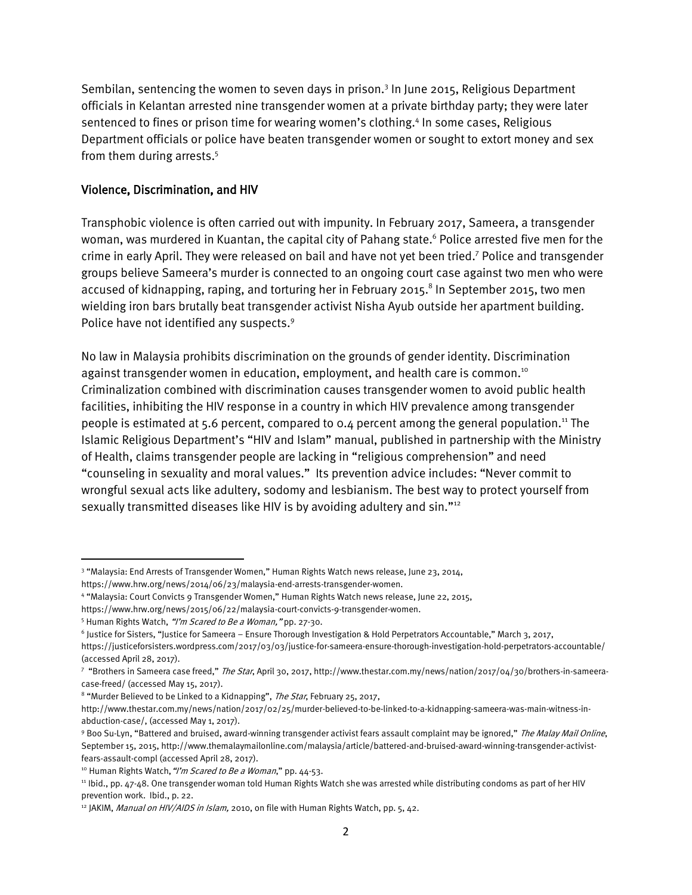Sembilan, sentencing the women to seven days in prison.[3] In June 2015, Religious Department officials in Kelantan arrested nine transgender women at a private birthday party; they were later sentenced to fines or prison time for wearing women's clothing.[4] In some cases, Religious Department officials or police have beaten transgender women or sought to extort money and sex from them during arrests.[5]

## Violence, Discrimination, and HIV

Transphobic violence is often carried out with impunity. In February 2017, Sameera, a transgender woman, was murdered in Kuantan, the capital city of Pahang state.[6] Police arrested five men for the crime in early April. They were released on bail and have not yet been tried.[7] Police and transgender groups believe Sameera's murder is connected to an ongoing court case against two men who were accused of kidnapping, raping, and torturing her in February 2015.[8] In September 2015, two men wielding iron bars brutally beat transgender activist Nisha Ayub outside her apartment building. Police have not identified any suspects.[9]

No law in Malaysia prohibits discrimination on the grounds of gender identity. Discrimination against transgender women in education, employment, and health care is common.[10] Criminalization combined with discrimination causes transgender women to avoid public health facilities, inhibiting the HIV response in a country in which HIV prevalence among transgender people is estimated at 5.6 percent, compared to 0.4 percent among the general population.[11] The Islamic Religious Department's "HIV and Islam" manual, published in partnership with the Ministry of Health, claims transgender people are lacking in "religious comprehension" and need "counseling in sexuality and moral values." Its prevention advice includes: "Never commit to wrongful sexual acts like adultery, sodomy and lesbianism. The best way to protect yourself from sexually transmitted diseases like HIV is by avoiding adultery and sin."[12]

---

[3] "Malaysia: End Arrests of Transgender Women," Human Rights Watch news release, June 23, 2014, https://www.hrw.org/news/2014/06/23/malaysia-end-arrests-transgender-women.

[4] "Malaysia: Court Convicts 9 Transgender Women," Human Rights Watch news release, June 22, 2015, https://www.hrw.org/news/2015/06/22/malaysia-court-convicts-9-transgender-women.

[5] Human Rights Watch, *"I'm Scared to Be a Woman,"* pp. 27-30.

[6] Justice for Sisters, "Justice for Sameera – Ensure Thorough Investigation & Hold Perpetrators Accountable," March 3, 2017, https://justiceforsisters.wordpress.com/2017/03/03/justice-for-sameera-ensure-thorough-investigation-hold-perpetrators-accountable/ (accessed April 28, 2017).

[7] "Brothers in Sameera case freed," *The Star*, April 30, 2017, http://www.thestar.com.my/news/nation/2017/04/30/brothers-in-sameera-case-freed/ (accessed May 15, 2017).

[8] "Murder Believed to be Linked to a Kidnapping", *The Star*, February 25, 2017, http://www.thestar.com.my/news/nation/2017/02/25/murder-believed-to-be-linked-to-a-kidnapping-sameera-was-main-witness-in-abduction-case/, (accessed May 1, 2017).

[9] Boo Su-Lyn, "Battered and bruised, award-winning transgender activist fears assault complaint may be ignored," *The Malay Mail Online*, September 15, 2015, http://www.themalaymailonline.com/malaysia/article/battered-and-bruised-award-winning-transgender-activist-fears-assault-compl (accessed April 28, 2017).

[10] Human Rights Watch, *"I'm Scared to Be a Woman,"* pp. 44-53.

[11] Ibid., pp. 47-48. One transgender woman told Human Rights Watch she was arrested while distributing condoms as part of her HIV prevention work. Ibid., p. 22.

[12] JAKIM, *Manual on HIV/AIDS in Islam,* 2010, on file with Human Rights Watch, pp. 5, 42.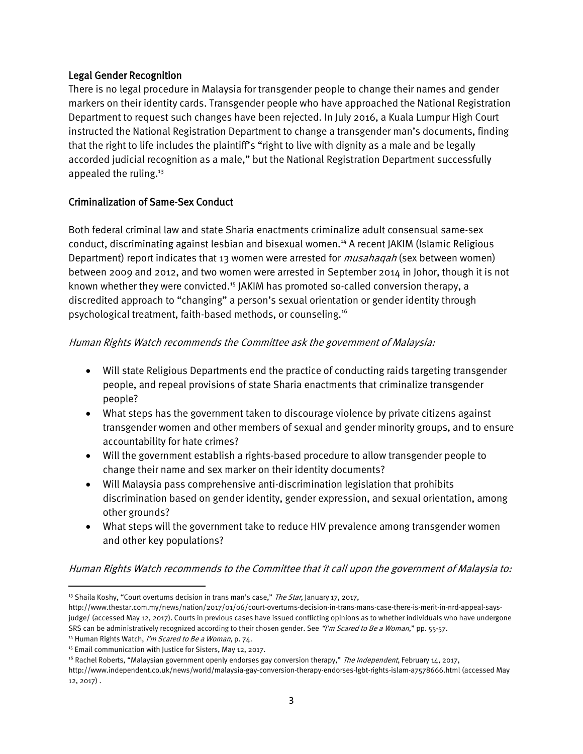### Legal Gender Recognition

There is no legal procedure in Malaysia for transgender people to change their names and gender markers on their identity cards. Transgender people who have approached the National Registration Department to request such changes have been rejected. In July 2016, a Kuala Lumpur High Court instructed the National Registration Department to change a transgender man's documents, finding that the right to life includes the plaintiff's "right to live with dignity as a male and be legally accorded judicial recognition as a male," but the National Registration Department successfully appealed the ruling.[13]

### Criminalization of Same-Sex Conduct

Both federal criminal law and state Sharia enactments criminalize adult consensual same-sex conduct, discriminating against lesbian and bisexual women.[14] A recent JAKIM (Islamic Religious Department) report indicates that 13 women were arrested for *musahaqah* (sex between women) between 2009 and 2012, and two women were arrested in September 2014 in Johor, though it is not known whether they were convicted.[15] JAKIM has promoted so-called conversion therapy, a discredited approach to "changing" a person's sexual orientation or gender identity through psychological treatment, faith-based methods, or counseling.[16]

*Human Rights Watch recommends the Committee ask the government of Malaysia:*

- Will state Religious Departments end the practice of conducting raids targeting transgender people, and repeal provisions of state Sharia enactments that criminalize transgender people?
- What steps has the government taken to discourage violence by private citizens against transgender women and other members of sexual and gender minority groups, and to ensure accountability for hate crimes?
- Will the government establish a rights-based procedure to allow transgender people to change their name and sex marker on their identity documents?
- Will Malaysia pass comprehensive anti-discrimination legislation that prohibits discrimination based on gender identity, gender expression, and sexual orientation, among other grounds?
- What steps will the government take to reduce HIV prevalence among transgender women and other key populations?

*Human Rights Watch recommends to the Committee that it call upon the government of Malaysia to:*

---

[13] Shaila Koshy, "Court overturns decision in trans man's case," *The Star,* January 17, 2017, http://www.thestar.com.my/news/nation/2017/01/06/court-overturns-decision-in-trans-mans-case-there-is-merit-in-nrd-appeal-says-judge/ (accessed May 12, 2017). Courts in previous cases have issued conflicting opinions as to whether individuals who have undergone SRS can be administratively recognized according to their chosen gender. See *"I'm Scared to Be a Woman,"* pp. 55-57.

[14] Human Rights Watch, *I'm Scared to Be a Woman*, p. 74.

[15] Email communication with Justice for Sisters, May 12, 2017.

[16] Rachel Roberts, "Malaysian government openly endorses gay conversion therapy," *The Independent*, February 14, 2017, http://www.independent.co.uk/news/world/malaysia-gay-conversion-therapy-endorses-lgbt-rights-islam-a7578666.html (accessed May 12, 2017) .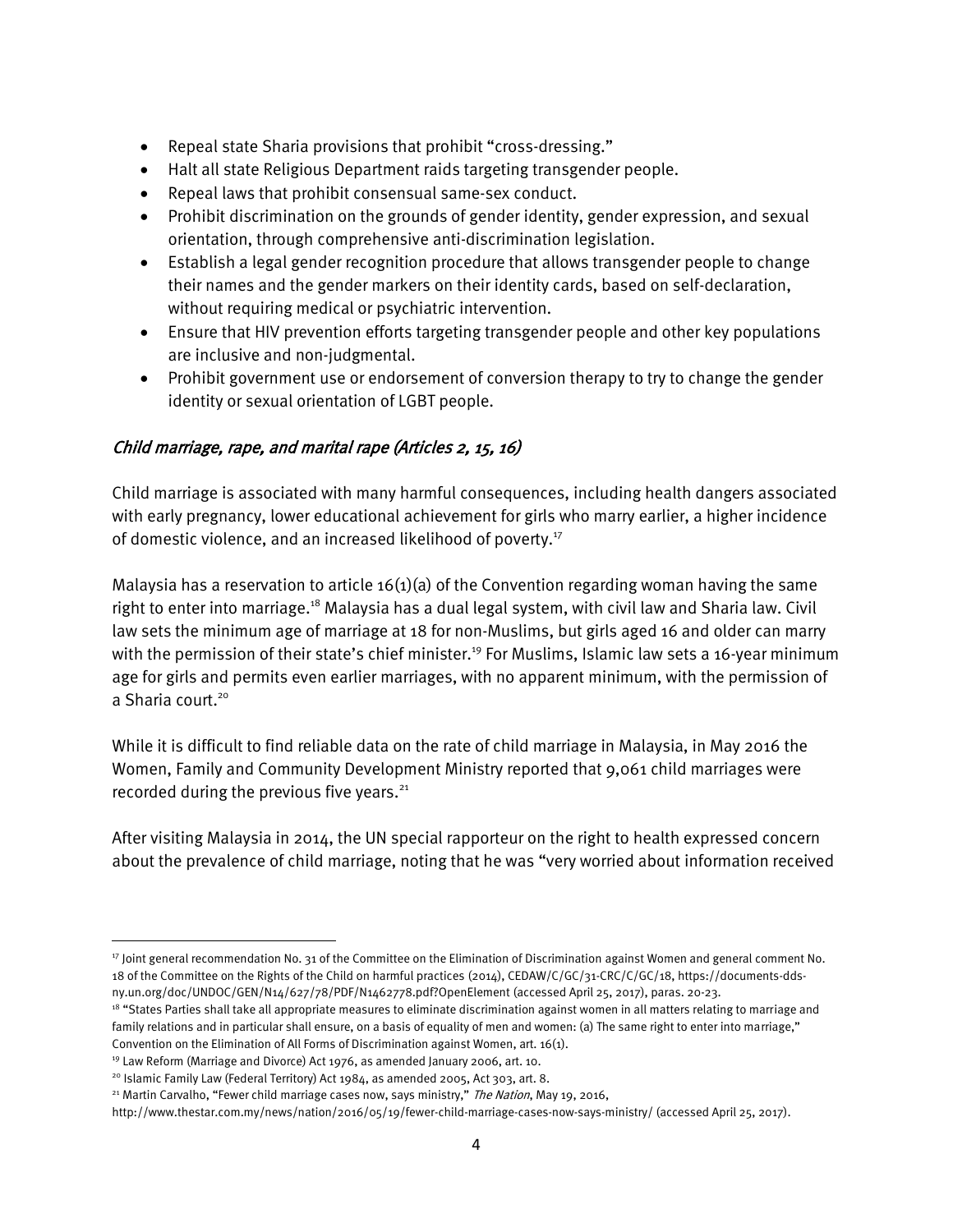- Repeal state Sharia provisions that prohibit "cross-dressing."
- Halt all state Religious Department raids targeting transgender people.
- Repeal laws that prohibit consensual same-sex conduct.
- Prohibit discrimination on the grounds of gender identity, gender expression, and sexual orientation, through comprehensive anti-discrimination legislation.
- Establish a legal gender recognition procedure that allows transgender people to change their names and the gender markers on their identity cards, based on self-declaration, without requiring medical or psychiatric intervention.
- Ensure that HIV prevention efforts targeting transgender people and other key populations are inclusive and non-judgmental.
- Prohibit government use or endorsement of conversion therapy to try to change the gender identity or sexual orientation of LGBT people.

### *Child marriage, rape, and marital rape (Articles 2, 15, 16)*

Child marriage is associated with many harmful consequences, including health dangers associated with early pregnancy, lower educational achievement for girls who marry earlier, a higher incidence of domestic violence, and an increased likelihood of poverty.[17]

Malaysia has a reservation to article 16(1)(a) of the Convention regarding woman having the same right to enter into marriage.[18] Malaysia has a dual legal system, with civil law and Sharia law. Civil law sets the minimum age of marriage at 18 for non-Muslims, but girls aged 16 and older can marry with the permission of their state's chief minister.[19] For Muslims, Islamic law sets a 16-year minimum age for girls and permits even earlier marriages, with no apparent minimum, with the permission of a Sharia court.[20]

While it is difficult to find reliable data on the rate of child marriage in Malaysia, in May 2016 the Women, Family and Community Development Ministry reported that 9,061 child marriages were recorded during the previous five years.[21]

After visiting Malaysia in 2014, the UN special rapporteur on the right to health expressed concern about the prevalence of child marriage, noting that he was "very worried about information received

---

[17] Joint general recommendation No. 31 of the Committee on the Elimination of Discrimination against Women and general comment No. 18 of the Committee on the Rights of the Child on harmful practices (2014), CEDAW/C/GC/31-CRC/C/GC/18, https://documents-dds-ny.un.org/doc/UNDOC/GEN/N14/627/78/PDF/N1462778.pdf?OpenElement (accessed April 25, 2017), paras. 20-23.

[18] "States Parties shall take all appropriate measures to eliminate discrimination against women in all matters relating to marriage and family relations and in particular shall ensure, on a basis of equality of men and women: (a) The same right to enter into marriage," Convention on the Elimination of All Forms of Discrimination against Women, art. 16(1).

[19] Law Reform (Marriage and Divorce) Act 1976, as amended January 2006, art. 10.

[20] Islamic Family Law (Federal Territory) Act 1984, as amended 2005, Act 303, art. 8.

[21] Martin Carvalho, "Fewer child marriage cases now, says ministry," *The Nation*, May 19, 2016, http://www.thestar.com.my/news/nation/2016/05/19/fewer-child-marriage-cases-now-says-ministry/ (accessed April 25, 2017).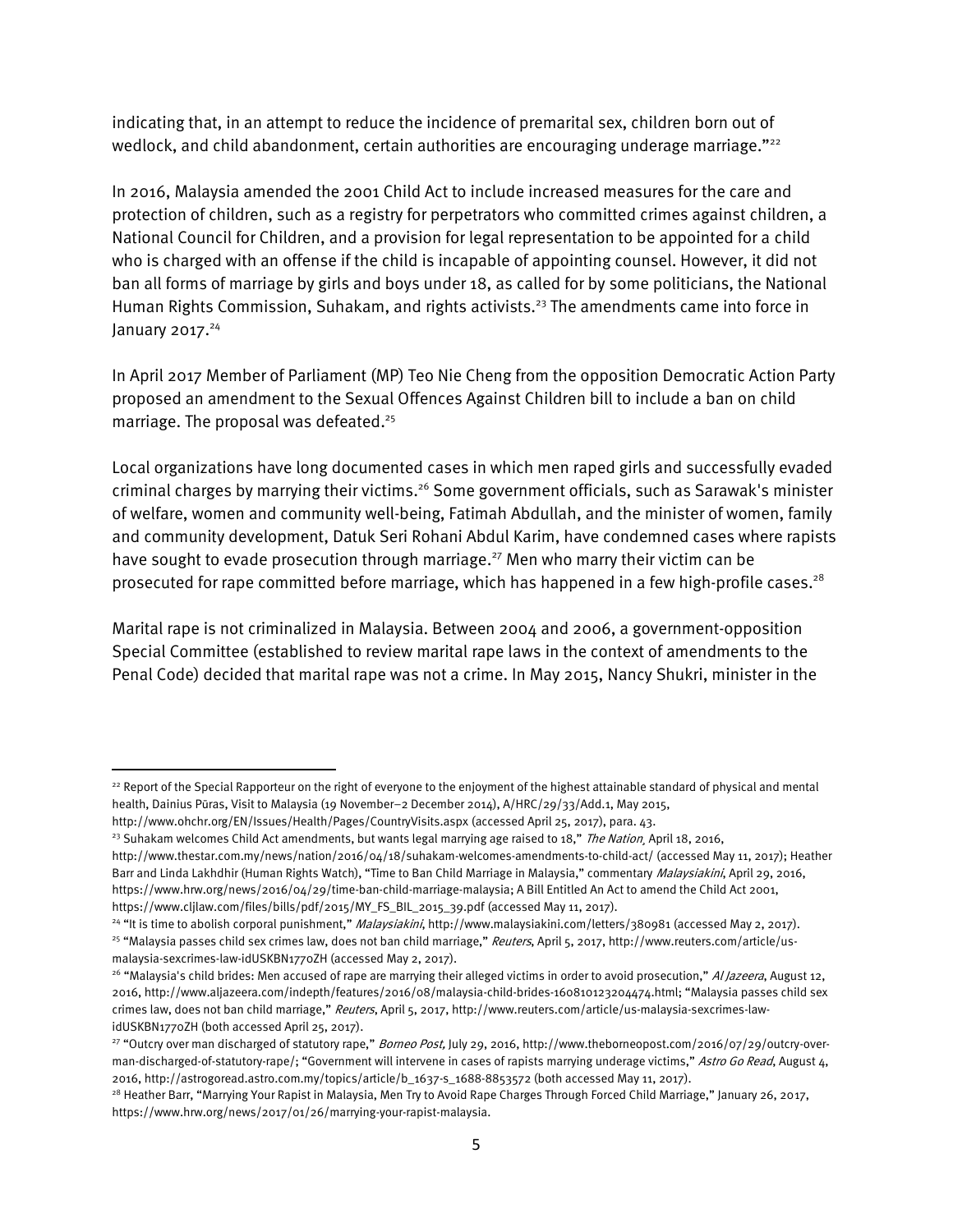indicating that, in an attempt to reduce the incidence of premarital sex, children born out of wedlock, and child abandonment, certain authorities are encouraging underage marriage."[22]

In 2016, Malaysia amended the 2001 Child Act to include increased measures for the care and protection of children, such as a registry for perpetrators who committed crimes against children, a National Council for Children, and a provision for legal representation to be appointed for a child who is charged with an offense if the child is incapable of appointing counsel. However, it did not ban all forms of marriage by girls and boys under 18, as called for by some politicians, the National Human Rights Commission, Suhakam, and rights activists.[23] The amendments came into force in January 2017.[24]

In April 2017 Member of Parliament (MP) Teo Nie Cheng from the opposition Democratic Action Party proposed an amendment to the Sexual Offences Against Children bill to include a ban on child marriage. The proposal was defeated.[25]

Local organizations have long documented cases in which men raped girls and successfully evaded criminal charges by marrying their victims.[26] Some government officials, such as Sarawak's minister of welfare, women and community well-being, Fatimah Abdullah, and the minister of women, family and community development, Datuk Seri Rohani Abdul Karim, have condemned cases where rapists have sought to evade prosecution through marriage.[27] Men who marry their victim can be prosecuted for rape committed before marriage, which has happened in a few high-profile cases.[28]

Marital rape is not criminalized in Malaysia. Between 2004 and 2006, a government-opposition Special Committee (established to review marital rape laws in the context of amendments to the Penal Code) decided that marital rape was not a crime. In May 2015, Nancy Shukri, minister in the

---

[22] Report of the Special Rapporteur on the right of everyone to the enjoyment of the highest attainable standard of physical and mental health, Dainius Pūras, Visit to Malaysia (19 November–2 December 2014), A/HRC/29/33/Add.1, May 2015, http://www.ohchr.org/EN/Issues/Health/Pages/CountryVisits.aspx (accessed April 25, 2017), para. 43.

[23] Suhakam welcomes Child Act amendments, but wants legal marrying age raised to 18," *The Nation*, April 18, 2016, http://www.thestar.com.my/news/nation/2016/04/18/suhakam-welcomes-amendments-to-child-act/ (accessed May 11, 2017); Heather Barr and Linda Lakhdhir (Human Rights Watch), "Time to Ban Child Marriage in Malaysia," commentary *Malaysiakini*, April 29, 2016, https://www.hrw.org/news/2016/04/29/time-ban-child-marriage-malaysia; A Bill Entitled An Act to amend the Child Act 2001, https://www.cljlaw.com/files/bills/pdf/2015/MY_FS_BIL_2015_39.pdf (accessed May 11, 2017).

[24] "It is time to abolish corporal punishment," *Malaysiakini*, http://www.malaysiakini.com/letters/380981 (accessed May 2, 2017).

[25] "Malaysia passes child sex crimes law, does not ban child marriage," *Reuters*, April 5, 2017, http://www.reuters.com/article/us-malaysia-sexcrimes-law-idUSKBN1770ZH (accessed May 2, 2017).

[26] "Malaysia's child brides: Men accused of rape are marrying their alleged victims in order to avoid prosecution," *Al Jazeera*, August 12, 2016, http://www.aljazeera.com/indepth/features/2016/08/malaysia-child-brides-160810123204474.html; "Malaysia passes child sex crimes law, does not ban child marriage," *Reuters*, April 5, 2017, http://www.reuters.com/article/us-malaysia-sexcrimes-law-idUSKBN1770ZH (both accessed April 25, 2017).

[27] "Outcry over man discharged of statutory rape," *Borneo Post*, July 29, 2016, http://www.theborneopost.com/2016/07/29/outcry-over-man-discharged-of-statutory-rape/; "Government will intervene in cases of rapists marrying underage victims," *Astro Go Read*, August 4, 2016, http://astrogoread.astro.com.my/topics/article/b_1637-s_1688-8853572 (both accessed May 11, 2017).

[28] Heather Barr, "Marrying Your Rapist in Malaysia, Men Try to Avoid Rape Charges Through Forced Child Marriage," January 26, 2017, https://www.hrw.org/news/2017/01/26/marrying-your-rapist-malaysia.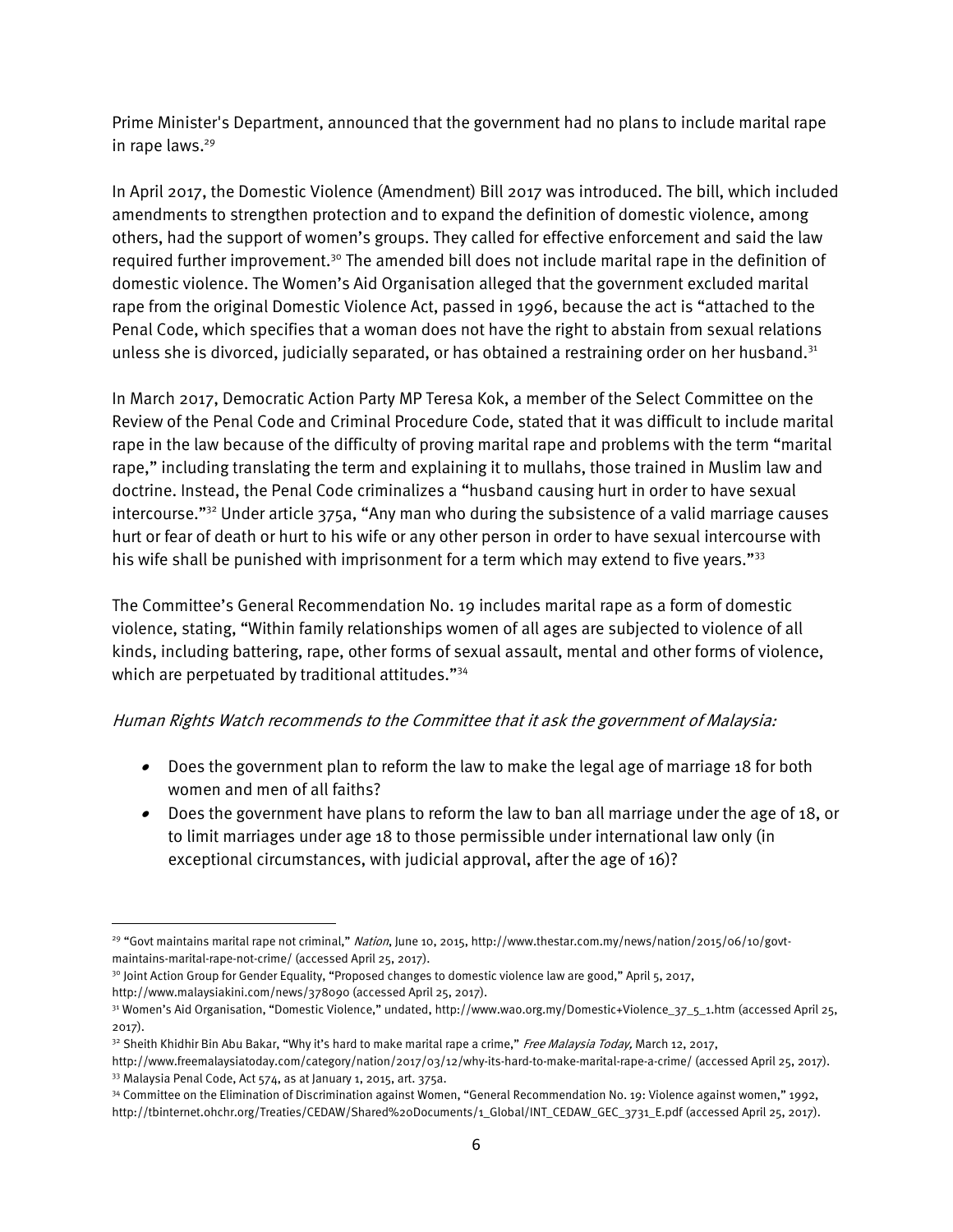Prime Minister's Department, announced that the government had no plans to include marital rape in rape laws.[29]

In April 2017, the Domestic Violence (Amendment) Bill 2017 was introduced. The bill, which included amendments to strengthen protection and to expand the definition of domestic violence, among others, had the support of women's groups. They called for effective enforcement and said the law required further improvement.[30] The amended bill does not include marital rape in the definition of domestic violence. The Women's Aid Organisation alleged that the government excluded marital rape from the original Domestic Violence Act, passed in 1996, because the act is "attached to the Penal Code, which specifies that a woman does not have the right to abstain from sexual relations unless she is divorced, judicially separated, or has obtained a restraining order on her husband.[31]

In March 2017, Democratic Action Party MP Teresa Kok, a member of the Select Committee on the Review of the Penal Code and Criminal Procedure Code, stated that it was difficult to include marital rape in the law because of the difficulty of proving marital rape and problems with the term "marital rape," including translating the term and explaining it to mullahs, those trained in Muslim law and doctrine. Instead, the Penal Code criminalizes a "husband causing hurt in order to have sexual intercourse."[32] Under article 375a, "Any man who during the subsistence of a valid marriage causes hurt or fear of death or hurt to his wife or any other person in order to have sexual intercourse with his wife shall be punished with imprisonment for a term which may extend to five years."[33]

The Committee's General Recommendation No. 19 includes marital rape as a form of domestic violence, stating, "Within family relationships women of all ages are subjected to violence of all kinds, including battering, rape, other forms of sexual assault, mental and other forms of violence, which are perpetuated by traditional attitudes."[34]

*Human Rights Watch recommends to the Committee that it ask the government of Malaysia:*

- Does the government plan to reform the law to make the legal age of marriage 18 for both women and men of all faiths?
- Does the government have plans to reform the law to ban all marriage under the age of 18, or to limit marriages under age 18 to those permissible under international law only (in exceptional circumstances, with judicial approval, after the age of 16)?

---

[29] "Govt maintains marital rape not criminal," *Nation*, June 10, 2015, http://www.thestar.com.my/news/nation/2015/06/10/govt-maintains-marital-rape-not-crime/ (accessed April 25, 2017).

[30] Joint Action Group for Gender Equality, "Proposed changes to domestic violence law are good," April 5, 2017, http://www.malaysiakini.com/news/378090 (accessed April 25, 2017).

[31] Women's Aid Organisation, "Domestic Violence," undated, http://www.wao.org.my/Domestic+Violence_37_5_1.htm (accessed April 25, 2017).

[32] Sheith Khidhir Bin Abu Bakar, "Why it's hard to make marital rape a crime," *Free Malaysia Today*, March 12, 2017, http://www.freemalaysiatoday.com/category/nation/2017/03/12/why-its-hard-to-make-marital-rape-a-crime/ (accessed April 25, 2017).

[33] Malaysia Penal Code, Act 574, as at January 1, 2015, art. 375a.

[34] Committee on the Elimination of Discrimination against Women, "General Recommendation No. 19: Violence against women," 1992, http://tbinternet.ohchr.org/Treaties/CEDAW/Shared%20Documents/1_Global/INT_CEDAW_GEC_3731_E.pdf (accessed April 25, 2017).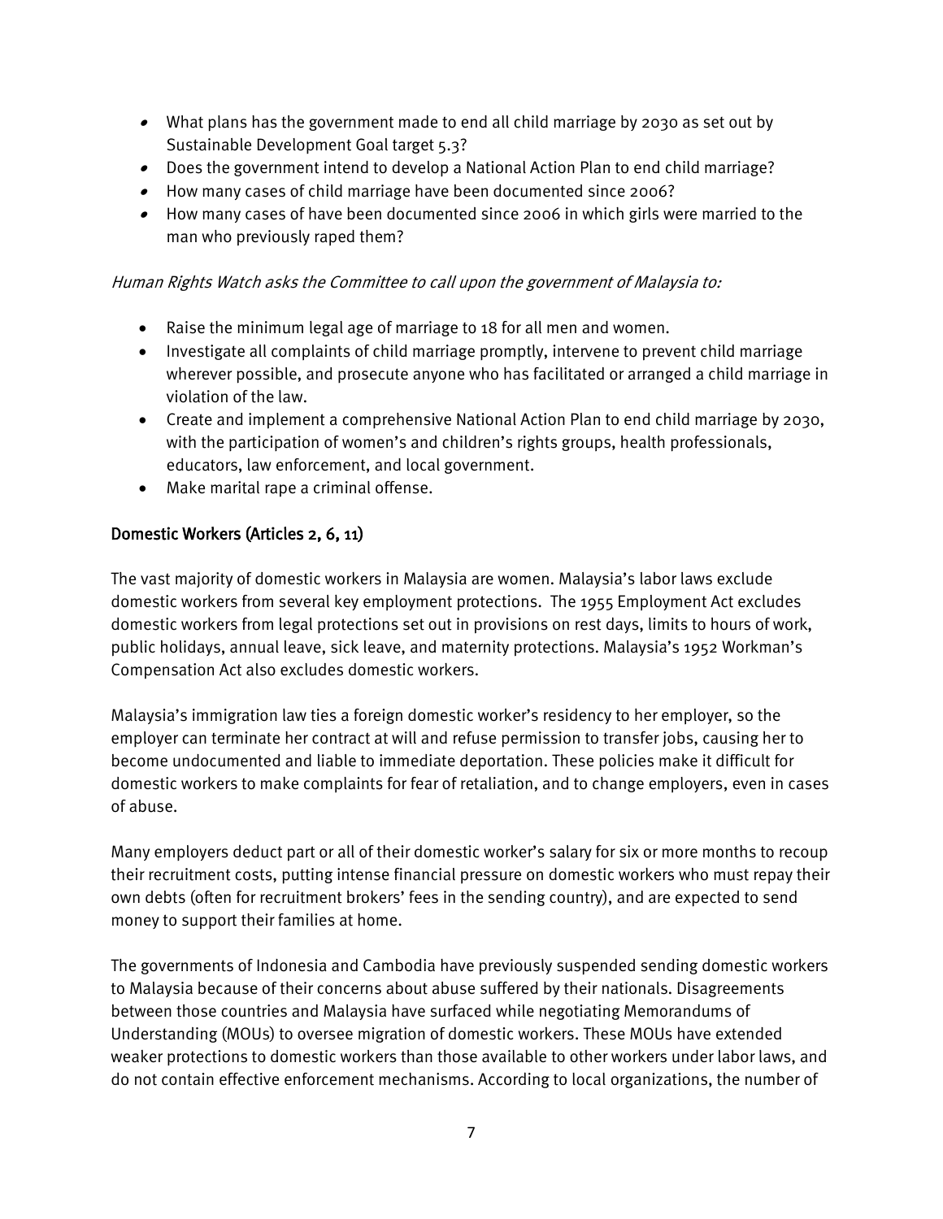- What plans has the government made to end all child marriage by 2030 as set out by Sustainable Development Goal target 5.3?
- Does the government intend to develop a National Action Plan to end child marriage?
- How many cases of child marriage have been documented since 2006?
- How many cases of have been documented since 2006 in which girls were married to the man who previously raped them?

*Human Rights Watch asks the Committee to call upon the government of Malaysia to:*

- Raise the minimum legal age of marriage to 18 for all men and women.
- Investigate all complaints of child marriage promptly, intervene to prevent child marriage wherever possible, and prosecute anyone who has facilitated or arranged a child marriage in violation of the law.
- Create and implement a comprehensive National Action Plan to end child marriage by 2030, with the participation of women's and children's rights groups, health professionals, educators, law enforcement, and local government.
- Make marital rape a criminal offense.

## Domestic Workers (Articles 2, 6, 11)

The vast majority of domestic workers in Malaysia are women. Malaysia's labor laws exclude domestic workers from several key employment protections. The 1955 Employment Act excludes domestic workers from legal protections set out in provisions on rest days, limits to hours of work, public holidays, annual leave, sick leave, and maternity protections. Malaysia's 1952 Workman's Compensation Act also excludes domestic workers.

Malaysia's immigration law ties a foreign domestic worker's residency to her employer, so the employer can terminate her contract at will and refuse permission to transfer jobs, causing her to become undocumented and liable to immediate deportation. These policies make it difficult for domestic workers to make complaints for fear of retaliation, and to change employers, even in cases of abuse.

Many employers deduct part or all of their domestic worker's salary for six or more months to recoup their recruitment costs, putting intense financial pressure on domestic workers who must repay their own debts (often for recruitment brokers' fees in the sending country), and are expected to send money to support their families at home.

The governments of Indonesia and Cambodia have previously suspended sending domestic workers to Malaysia because of their concerns about abuse suffered by their nationals. Disagreements between those countries and Malaysia have surfaced while negotiating Memorandums of Understanding (MOUs) to oversee migration of domestic workers. These MOUs have extended weaker protections to domestic workers than those available to other workers under labor laws, and do not contain effective enforcement mechanisms. According to local organizations, the number of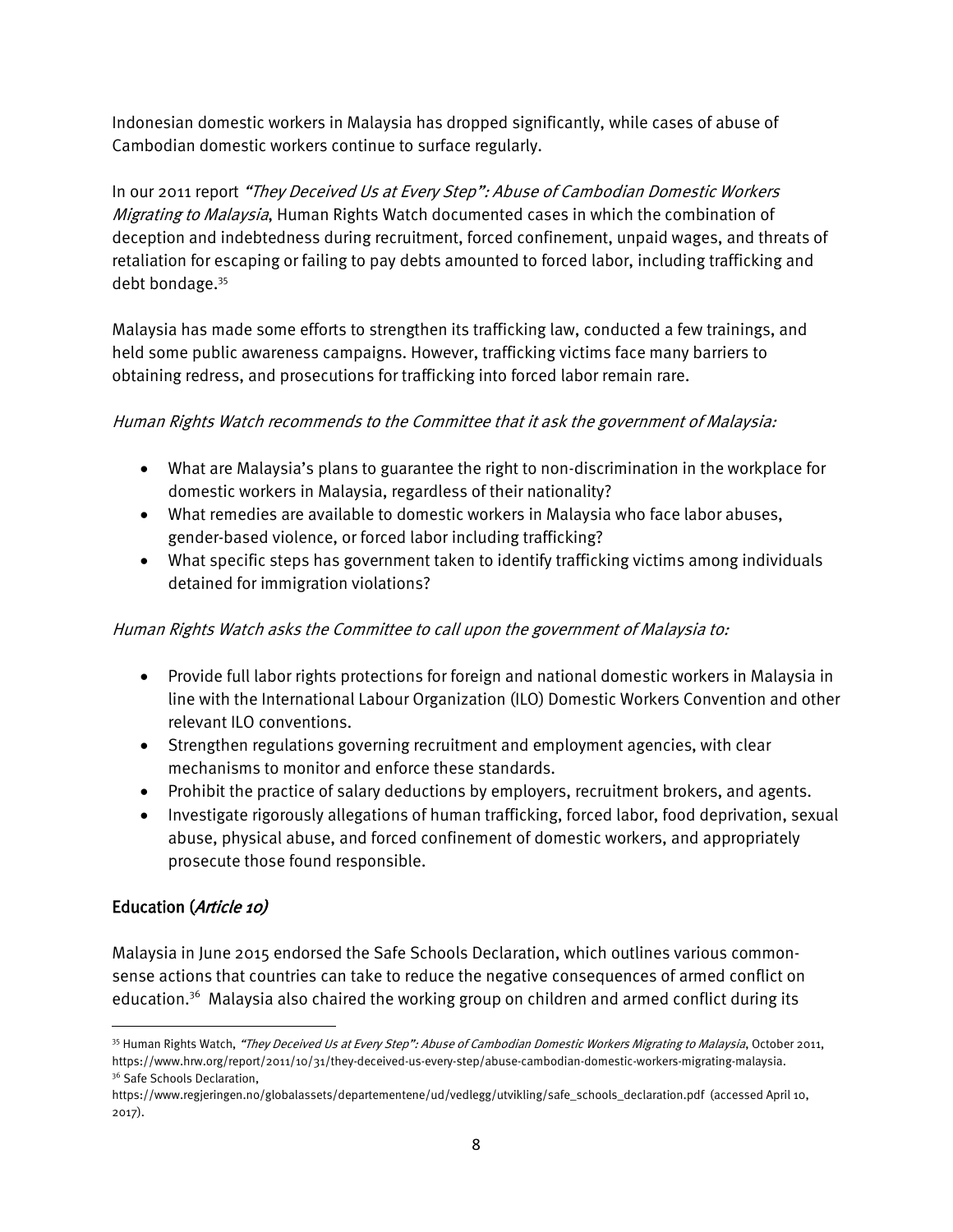Indonesian domestic workers in Malaysia has dropped significantly, while cases of abuse of Cambodian domestic workers continue to surface regularly.

In our 2011 report *"They Deceived Us at Every Step": Abuse of Cambodian Domestic Workers Migrating to Malaysia*, Human Rights Watch documented cases in which the combination of deception and indebtedness during recruitment, forced confinement, unpaid wages, and threats of retaliation for escaping or failing to pay debts amounted to forced labor, including trafficking and debt bondage.[35]

Malaysia has made some efforts to strengthen its trafficking law, conducted a few trainings, and held some public awareness campaigns. However, trafficking victims face many barriers to obtaining redress, and prosecutions for trafficking into forced labor remain rare.

*Human Rights Watch recommends to the Committee that it ask the government of Malaysia:*

- What are Malaysia's plans to guarantee the right to non-discrimination in the workplace for domestic workers in Malaysia, regardless of their nationality?
- What remedies are available to domestic workers in Malaysia who face labor abuses, gender-based violence, or forced labor including trafficking?
- What specific steps has government taken to identify trafficking victims among individuals detained for immigration violations?

*Human Rights Watch asks the Committee to call upon the government of Malaysia to:*

- Provide full labor rights protections for foreign and national domestic workers in Malaysia in line with the International Labour Organization (ILO) Domestic Workers Convention and other relevant ILO conventions.
- Strengthen regulations governing recruitment and employment agencies, with clear mechanisms to monitor and enforce these standards.
- Prohibit the practice of salary deductions by employers, recruitment brokers, and agents.
- Investigate rigorously allegations of human trafficking, forced labor, food deprivation, sexual abuse, physical abuse, and forced confinement of domestic workers, and appropriately prosecute those found responsible.

## Education (*Article 10*)

Malaysia in June 2015 endorsed the Safe Schools Declaration, which outlines various common-sense actions that countries can take to reduce the negative consequences of armed conflict on education.[36] Malaysia also chaired the working group on children and armed conflict during its

---

[35] Human Rights Watch, *"They Deceived Us at Every Step": Abuse of Cambodian Domestic Workers Migrating to Malaysia*, October 2011, https://www.hrw.org/report/2011/10/31/they-deceived-us-every-step/abuse-cambodian-domestic-workers-migrating-malaysia.

[36] Safe Schools Declaration, https://www.regjeringen.no/globalassets/departementene/ud/vedlegg/utvikling/safe_schools_declaration.pdf (accessed April 10, 2017).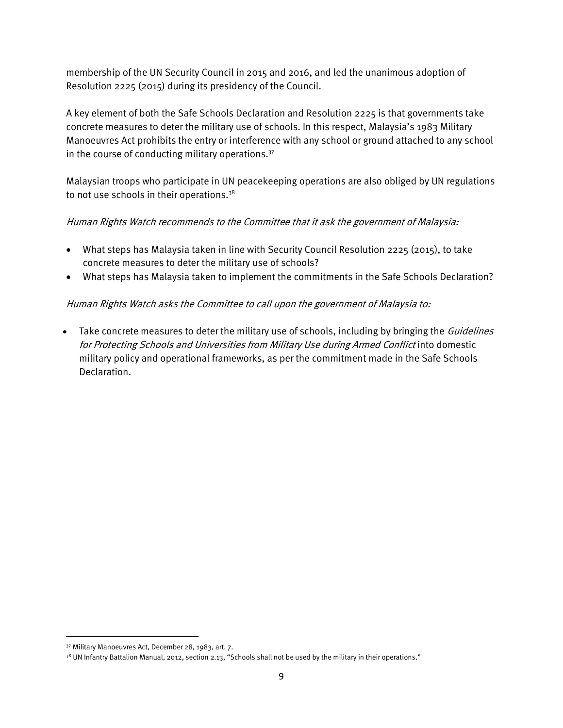membership of the UN Security Council in 2015 and 2016, and led the unanimous adoption of Resolution 2225 (2015) during its presidency of the Council.

A key element of both the Safe Schools Declaration and Resolution 2225 is that governments take concrete measures to deter the military use of schools. In this respect, Malaysia's 1983 Military Manoeuvres Act prohibits the entry or interference with any school or ground attached to any school in the course of conducting military operations.[37]

Malaysian troops who participate in UN peacekeeping operations are also obliged by UN regulations to not use schools in their operations.[38]

*Human Rights Watch recommends to the Committee that it ask the government of Malaysia:*

- What steps has Malaysia taken in line with Security Council Resolution 2225 (2015), to take concrete measures to deter the military use of schools?
- What steps has Malaysia taken to implement the commitments in the Safe Schools Declaration?

*Human Rights Watch asks the Committee to call upon the government of Malaysia to:*

- Take concrete measures to deter the military use of schools, including by bringing the *Guidelines for Protecting Schools and Universities from Military Use during Armed Conflict* into domestic military policy and operational frameworks, as per the commitment made in the Safe Schools Declaration.

---

[37] Military Manoeuvres Act, December 28, 1983, art. 7.

[38] UN Infantry Battalion Manual, 2012, section 2.13, "Schools shall not be used by the military in their operations."